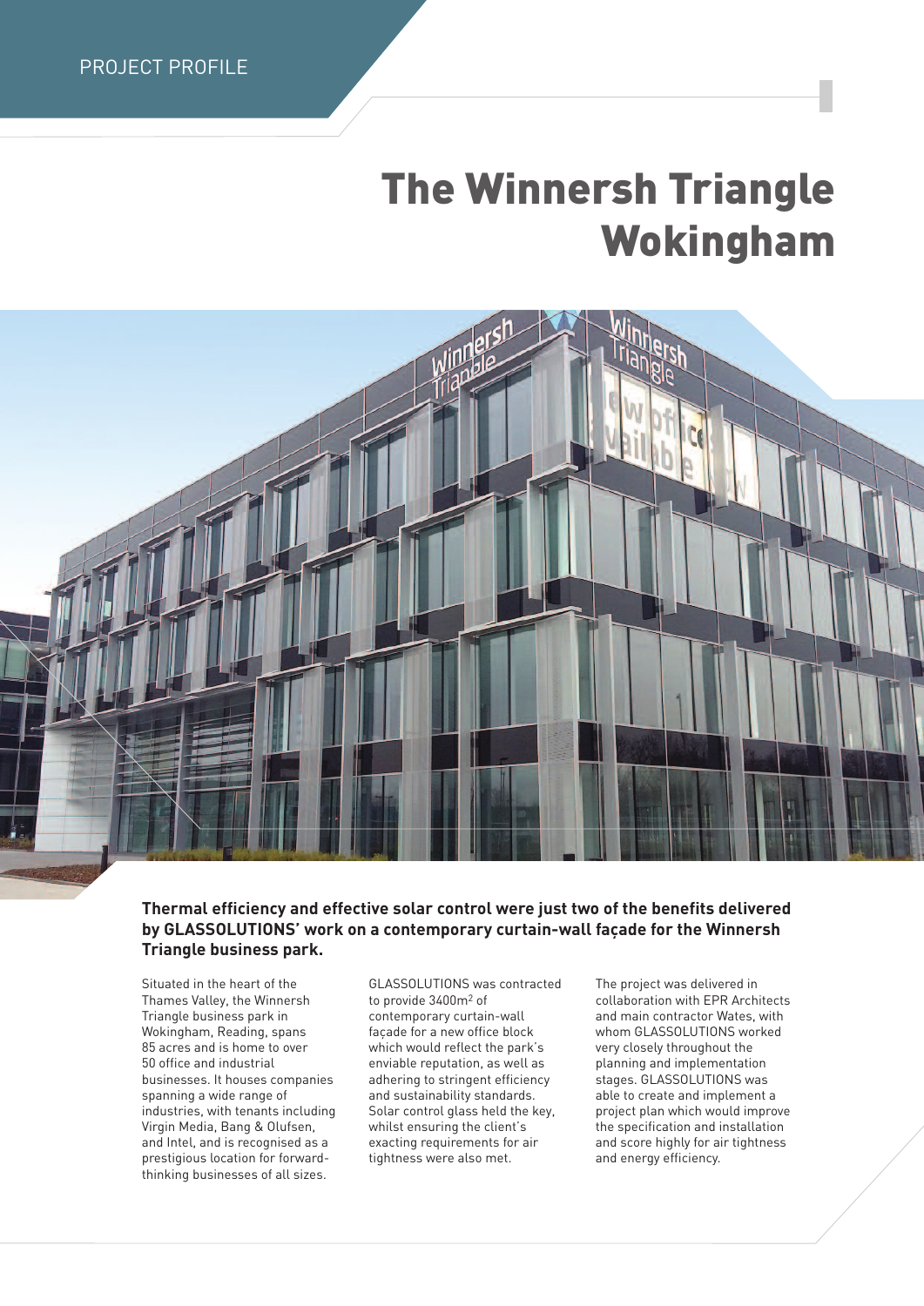PROJECT PROFILE

# The Winnersh Triangle Wokingham

**Thermal efficiency and effective solar control were just two of the benefits delivered by GLASSOLUTIONS' work on a contemporary curtain-wall façade for the Winnersh Triangle business park.**

Situated in the heart of the Thames Valley, the Winnersh Triangle business park in Wokingham, Reading, spans 85 acres and is home to over 50 office and industrial businesses. It houses companies spanning a wide range of industries, with tenants including Virgin Media, Bang & Olufsen, and Intel, and is recognised as a prestigious location for forward-thinking businesses of all sizes.

GLASSOLUTIONS was contracted to provide 3400m² of contemporary curtain-wall façade for a new office block which would reflect the park's enviable reputation, as well as adhering to stringent efficiency and sustainability standards. Solar control glass held the key, whilst ensuring the client's exacting requirements for air tightness were also met.

The project was delivered in collaboration with EPR Architects and main contractor Wates, with whom GLASSOLUTIONS worked very closely throughout the planning and implementation stages. GLASSOLUTIONS was able to create and implement a project plan which would improve the specification and installation and score highly for air tightness and energy efficiency.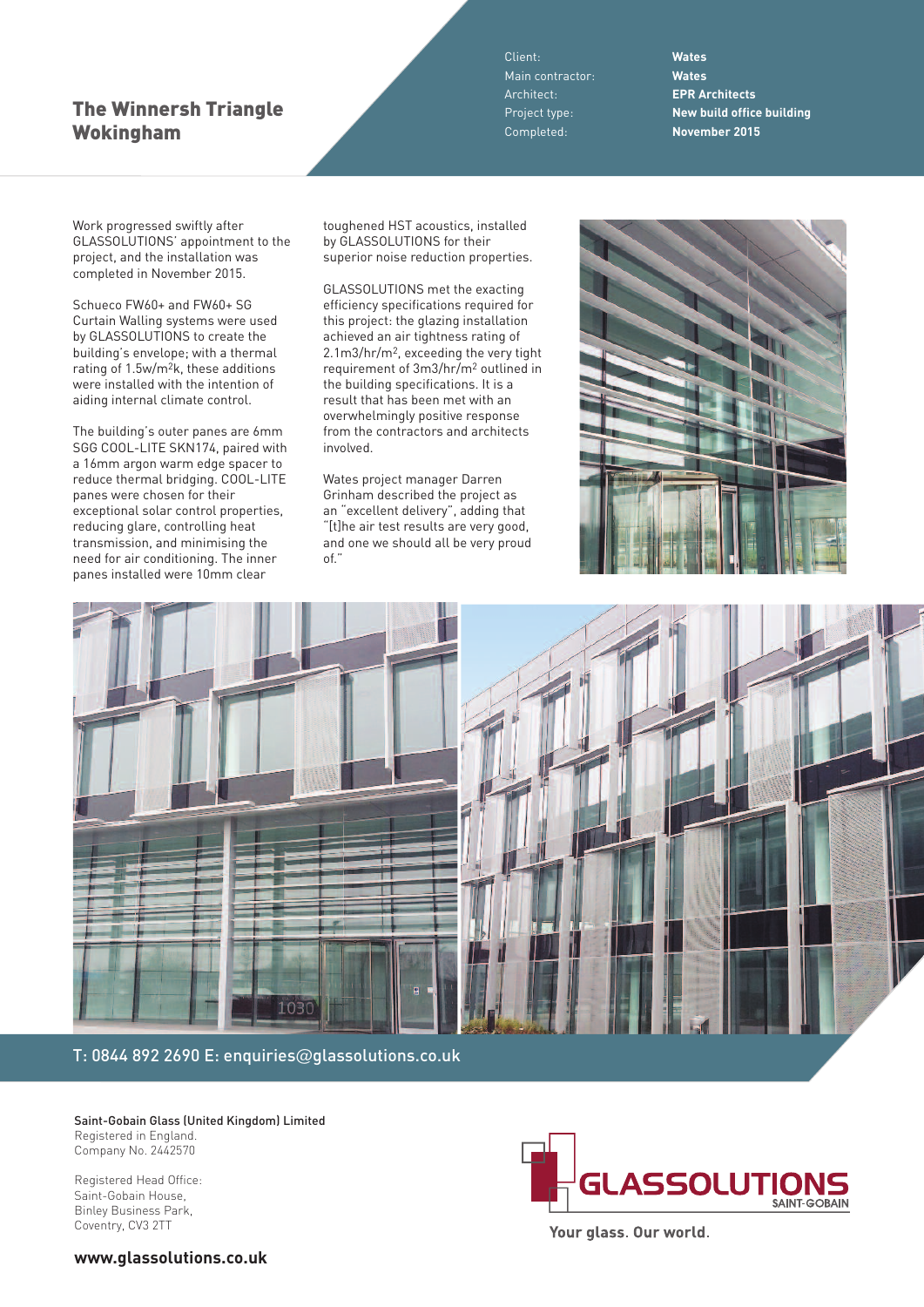## The Winnersh Triangle Wokingham

| | |
|---|---|
| Client: | **Wates** |
| Main contractor: | **Wates** |
| Architect: | **EPR Architects** |
| Project type: | **New build office building** |
| Completed: | **November 2015** |

Work progressed swiftly after GLASSOLUTIONS' appointment to the project, and the installation was completed in November 2015.

Schueco FW60+ and FW60+ SG Curtain Walling systems were used by GLASSOLUTIONS to create the building's envelope; with a thermal rating of 1.5w/m$^2$k, these additions were installed with the intention of aiding internal climate control.

The building's outer panes are 6mm SGG COOL-LITE SKN174, paired with a 16mm argon warm edge spacer to reduce thermal bridging. COOL-LITE panes were chosen for their exceptional solar control properties, reducing glare, controlling heat transmission, and minimising the need for air conditioning. The inner panes installed were 10mm clear toughened HST acoustics, installed by GLASSOLUTIONS for their superior noise reduction properties.

GLASSOLUTIONS met the exacting efficiency specifications required for this project: the glazing installation achieved an air tightness rating of 2.1m3/hr/m$^2$, exceeding the very tight requirement of 3m3/hr/m$^2$ outlined in the building specifications. It is a result that has been met with an overwhelmingly positive response from the contractors and architects involved.

Wates project manager Darren Grinham described the project as an "excellent delivery", adding that "[t]he air test results are very good, and one we should all be very proud of."

T: 0844 892 2690 E: enquiries@glassolutions.co.uk

**Saint-Gobain Glass (United Kingdom) Limited**
Registered in England.
Company No. 2442570

Registered Head Office:
Saint-Gobain House,
Binley Business Park,
Coventry, CV3 2TT

**www.glassolutions.co.uk**

GLASSOLUTIONS SAINT-GOBAIN

Your glass. Our world.